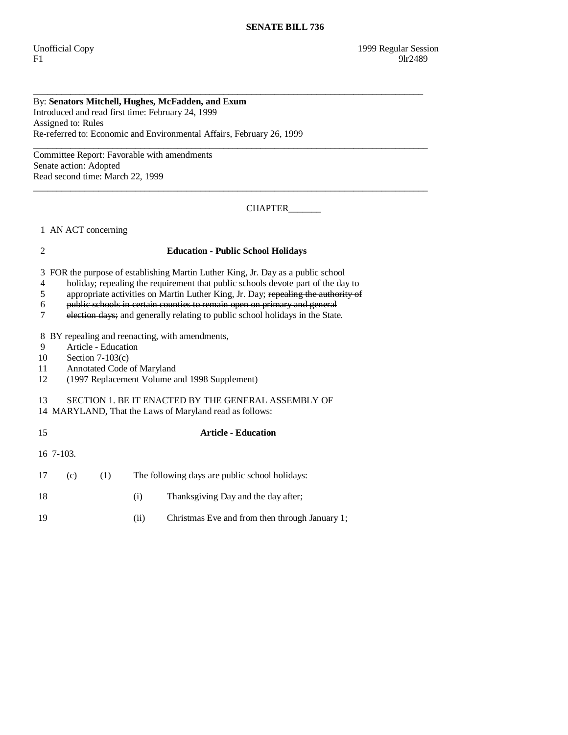**SENATE BILL 736**

Unofficial Copy 1999 Regular Session
F1 9lr2489

---

By: **Senators Mitchell, Hughes, McFadden, and Exum**
Introduced and read first time: February 24, 1999
Assigned to: Rules
Re-referred to: Economic and Environmental Affairs, February 26, 1999

---

Committee Report: Favorable with amendments
Senate action: Adopted
Read second time: March 22, 1999

---

CHAPTER_______

1 AN ACT concerning

2 **Education - Public School Holidays**

3 FOR the purpose of establishing Martin Luther King, Jr. Day as a public school
4 holiday; repealing the requirement that public schools devote part of the day to
5 appropriate activities on Martin Luther King, Jr. Day; ~~repealing the authority of~~
6 ~~public schools in certain counties to remain open on primary and general~~
7 ~~election days;~~ and generally relating to public school holidays in the State.

8 BY repealing and reenacting, with amendments,
9 Article - Education
10 Section 7-103(c)
11 Annotated Code of Maryland
12 (1997 Replacement Volume and 1998 Supplement)

13 SECTION 1. BE IT ENACTED BY THE GENERAL ASSEMBLY OF
14 MARYLAND, That the Laws of Maryland read as follows:

15 **Article - Education**

16 7-103.

17 (c) (1) The following days are public school holidays:

18 (i) Thanksgiving Day and the day after;

19 (ii) Christmas Eve and from then through January 1;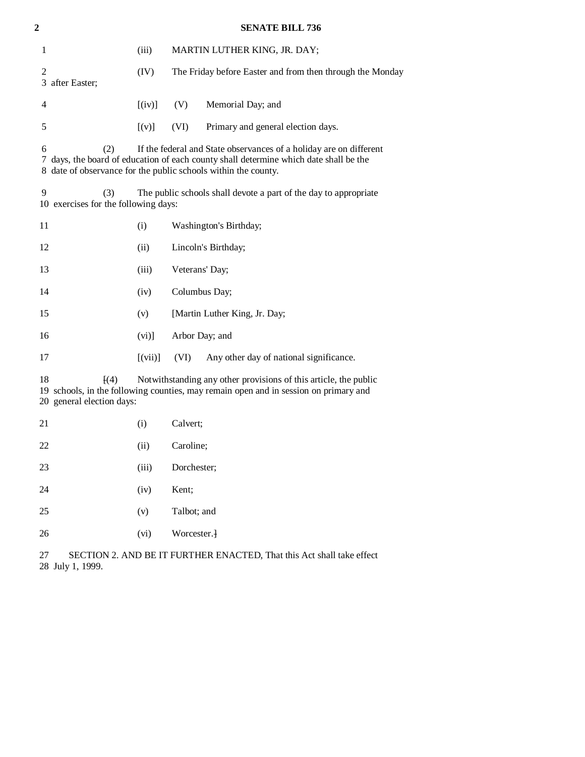(iii) MARTIN LUTHER KING, JR. DAY;

(IV) The Friday before Easter and from then through the Monday after Easter;

[(iv)] (V) Memorial Day; and

[(v)] (VI) Primary and general election days.

(2) If the federal and State observances of a holiday are on different days, the board of education of each county shall determine which date shall be the date of observance for the public schools within the county.

(3) The public schools shall devote a part of the day to appropriate exercises for the following days:

(i) Washington's Birthday;

(ii) Lincoln's Birthday;

(iii) Veterans' Day;

(iv) Columbus Day;

(v) [Martin Luther King, Jr. Day;

(vi)] Arbor Day; and

[(vii)] (VI) Any other day of national significance.

[(4) Notwithstanding any other provisions of this article, the public schools, in the following counties, may remain open and in session on primary and general election days:

(i) Calvert;

(ii) Caroline;

(iii) Dorchester;

(iv) Kent;

(v) Talbot; and

(vi) Worcester.]

SECTION 2. AND BE IT FURTHER ENACTED, That this Act shall take effect July 1, 1999.